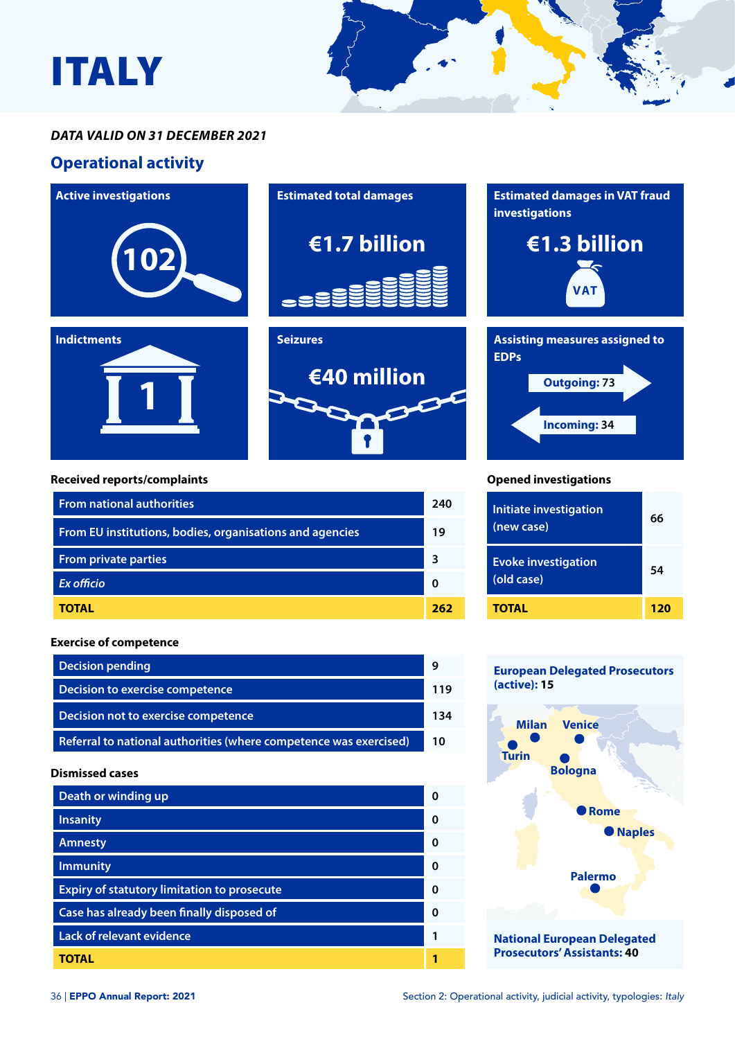# ITALY

***DATA VALID ON 31 DECEMBER 2021***

## Operational activity

**Active investigations**

102

**Estimated total damages**

€1.7 billion

**Estimated damages in VAT fraud investigations**

€1.3 billion

**Indictments**

1

**Seizures**

€40 million

**Assisting measures assigned to EDPs**

Outgoing: 73

Incoming: 34

**Received reports/complaints**

| | |
|---|---|
| From national authorities | 240 |
| From EU institutions, bodies, organisations and agencies | 19 |
| From private parties | 3 |
| *Ex officio* | 0 |
| **TOTAL** | **262** |

**Opened investigations**

| | |
|---|---|
| Initiate investigation (new case) | 66 |
| Evoke investigation (old case) | 54 |
| **TOTAL** | **120** |

**Exercise of competence**

| | |
|---|---|
| Decision pending | 9 |
| Decision to exercise competence | 119 |
| Decision not to exercise competence | 134 |
| Referral to national authorities (where competence was exercised) | 10 |

**Dismissed cases**

| | |
|---|---|
| Death or winding up | 0 |
| Insanity | 0 |
| Amnesty | 0 |
| Immunity | 0 |
| Expiry of statutory limitation to prosecute | 0 |
| Case has already been finally disposed of | 0 |
| Lack of relevant evidence | 1 |
| **TOTAL** | **1** |

**European Delegated Prosecutors (active): 15**

Milan, Venice, Turin, Bologna, Rome, Naples, Palermo

**National European Delegated Prosecutors' Assistants: 40**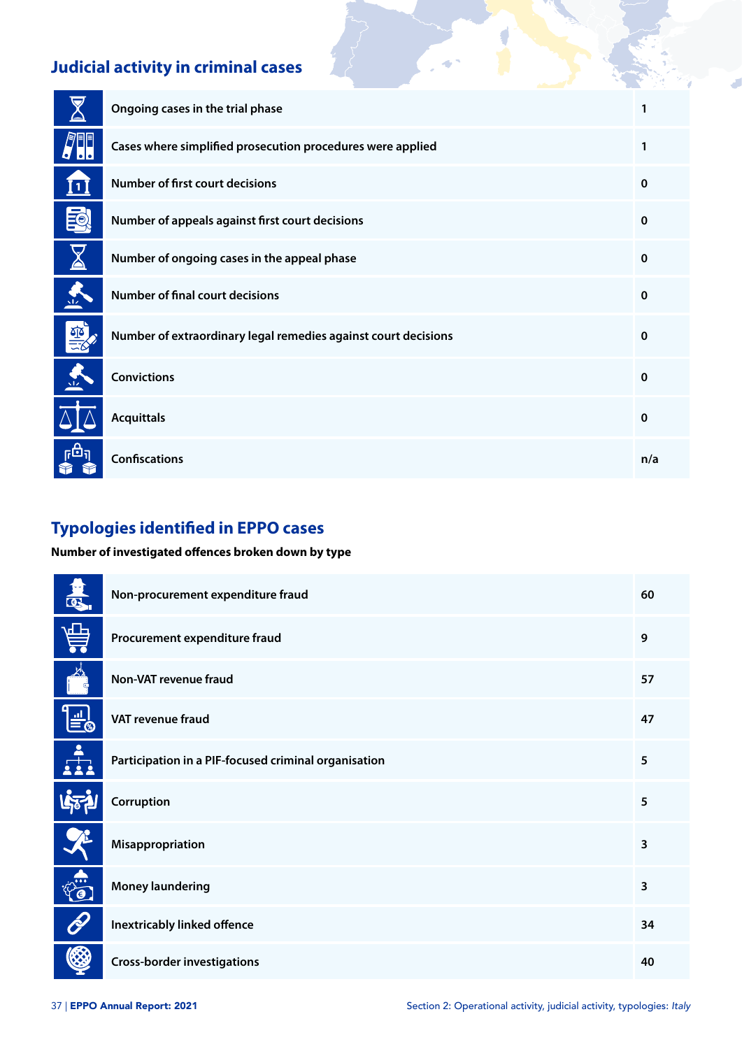## Judicial activity in criminal cases

| | |
|---|---|
| Ongoing cases in the trial phase | 1 |
| Cases where simplified prosecution procedures were applied | 1 |
| Number of first court decisions | 0 |
| Number of appeals against first court decisions | 0 |
| Number of ongoing cases in the appeal phase | 0 |
| Number of final court decisions | 0 |
| Number of extraordinary legal remedies against court decisions | 0 |
| Convictions | 0 |
| Acquittals | 0 |
| Confiscations | n/a |

## Typologies identified in EPPO cases

**Number of investigated offences broken down by type**

| | |
|---|---|
| Non-procurement expenditure fraud | 60 |
| Procurement expenditure fraud | 9 |
| Non-VAT revenue fraud | 57 |
| VAT revenue fraud | 47 |
| Participation in a PIF-focused criminal organisation | 5 |
| Corruption | 5 |
| Misappropriation | 3 |
| Money laundering | 3 |
| Inextricably linked offence | 34 |
| Cross-border investigations | 40 |